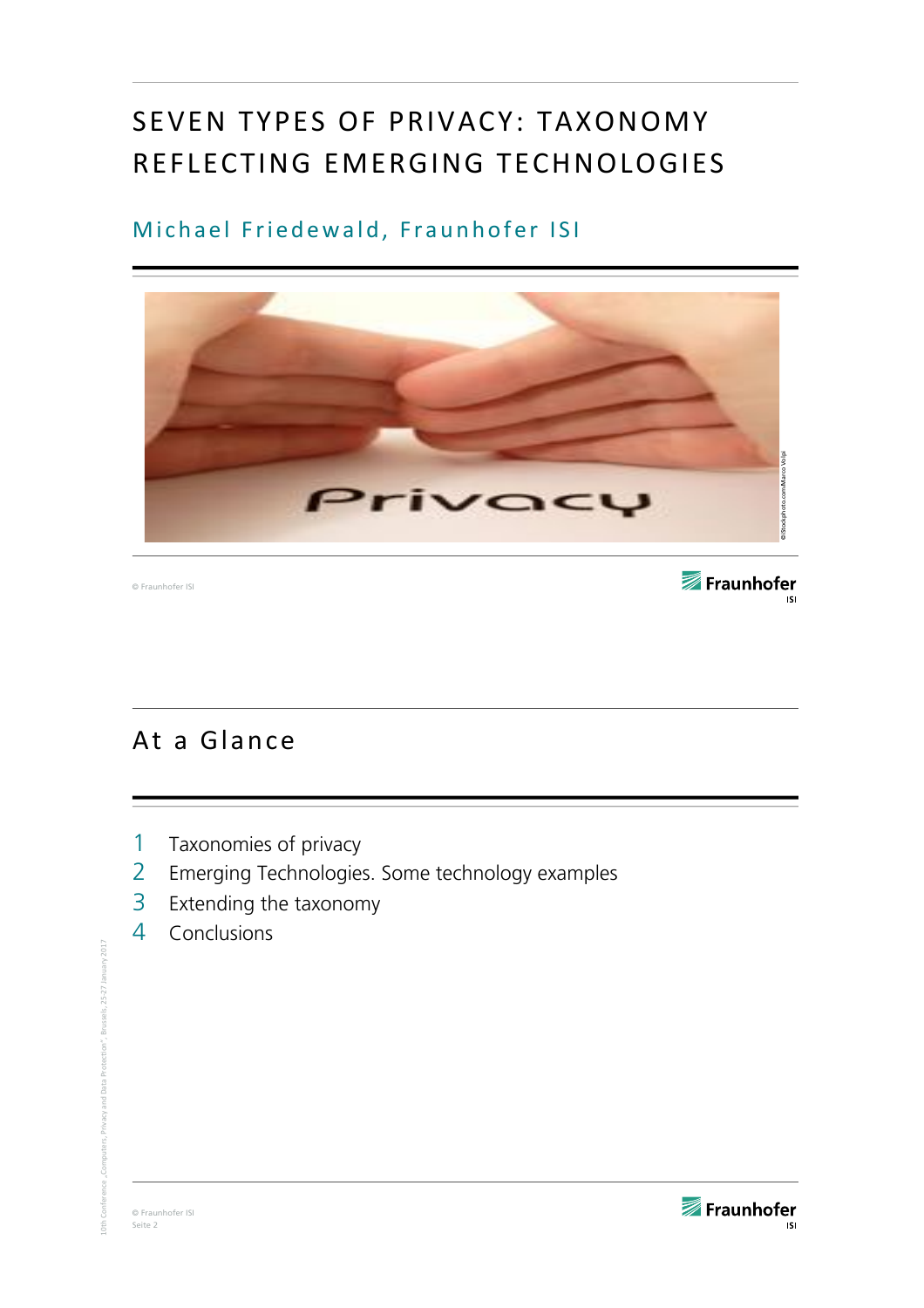# SEVEN TYPES OF PRIVACY: TAXONOMY REFLECTING EMERGING TECHNOLOGIES

Michael Friedewald, Fraunhofer ISI

## At a Glance

1. Taxonomies of privacy
2. Emerging Technologies. Some technology examples
3. Extending the taxonomy
4. Conclusions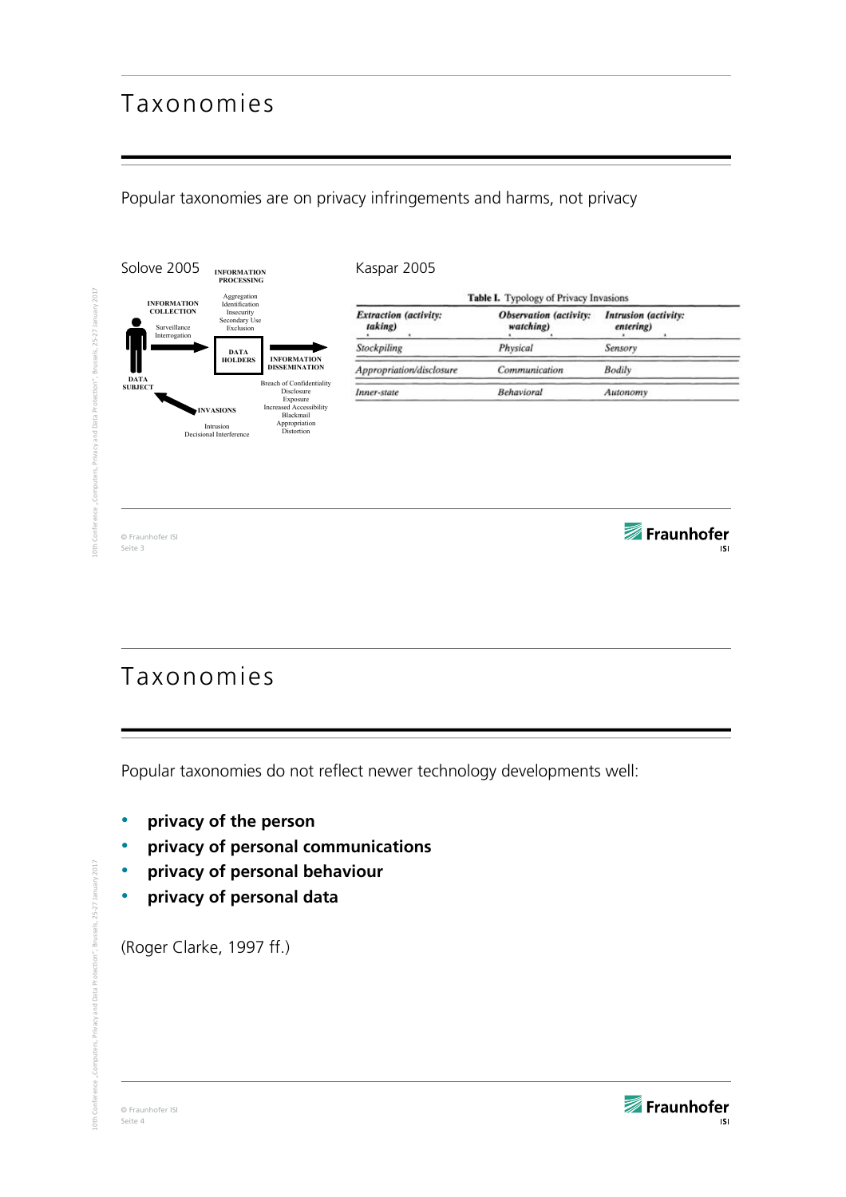# Taxonomies

Popular taxonomies are on privacy infringements and harms, not privacy

Solove 2005

INFORMATION PROCESSING

Aggregation
Identification
Insecurity
Secondary Use
Exclusion

INFORMATION COLLECTION

Surveillance
Interrogation

DATA HOLDERS

INFORMATION DISSEMINATION

Breach of Confidentiality
Disclosure
Exposure
Increased Accessibility
Blackmail
Appropriation
Distortion

DATA SUBJECT

INVASIONS

Intrusion
Decisional Interference

Kaspar 2005

**Table I.** Typology of Privacy Invasions

| *Extraction (activity: taking)* | *Observation (activity: watching)* | *Intrusion (activity: entering)* |
|---|---|---|
| *Stockpiling* | *Physical* | *Sensory* |
| *Appropriation/disclosure* | *Communication* | *Bodily* |
| *Inner-state* | *Behavioral* | *Autonomy* |

# Taxonomies

Popular taxonomies do not reflect newer technology developments well:

- **privacy of the person**
- **privacy of personal communications**
- **privacy of personal behaviour**
- **privacy of personal data**

(Roger Clarke, 1997 ff.)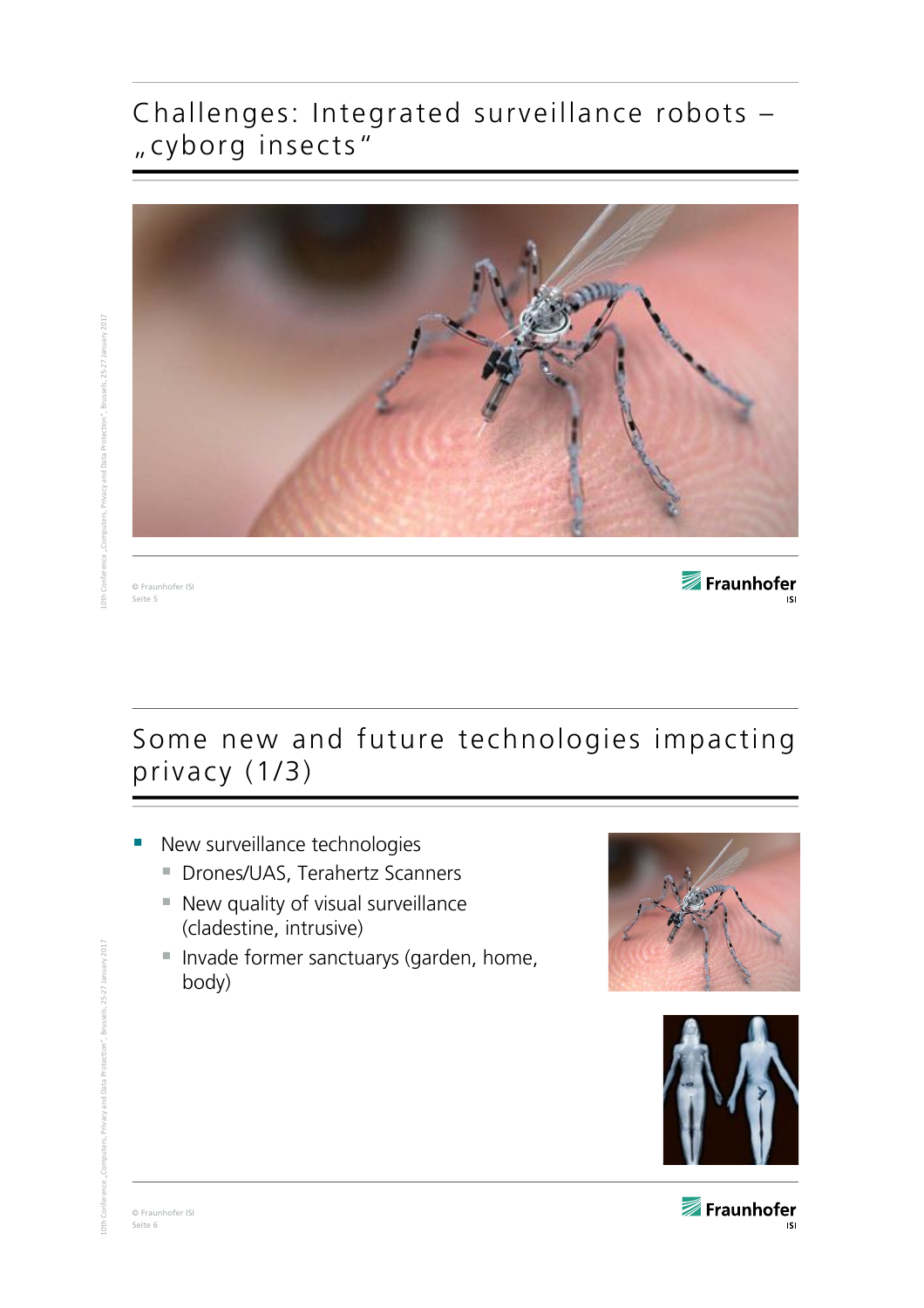# Challenges: Integrated surveillance robots – „cyborg insects"

# Some new and future technologies impacting privacy (1/3)

- New surveillance technologies
  - Drones/UAS, Terahertz Scanners
  - New quality of visual surveillance (cladestine, intrusive)
  - Invade former sanctuarys (garden, home, body)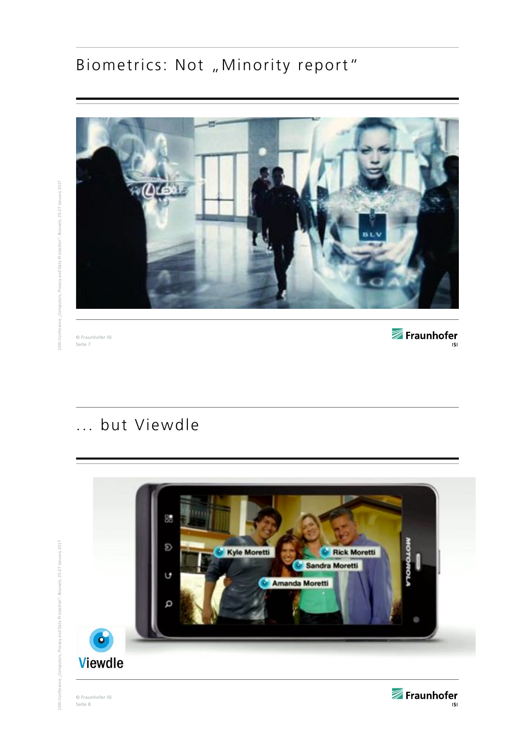# Biometrics: Not „Minority report"

# ... but Viewdle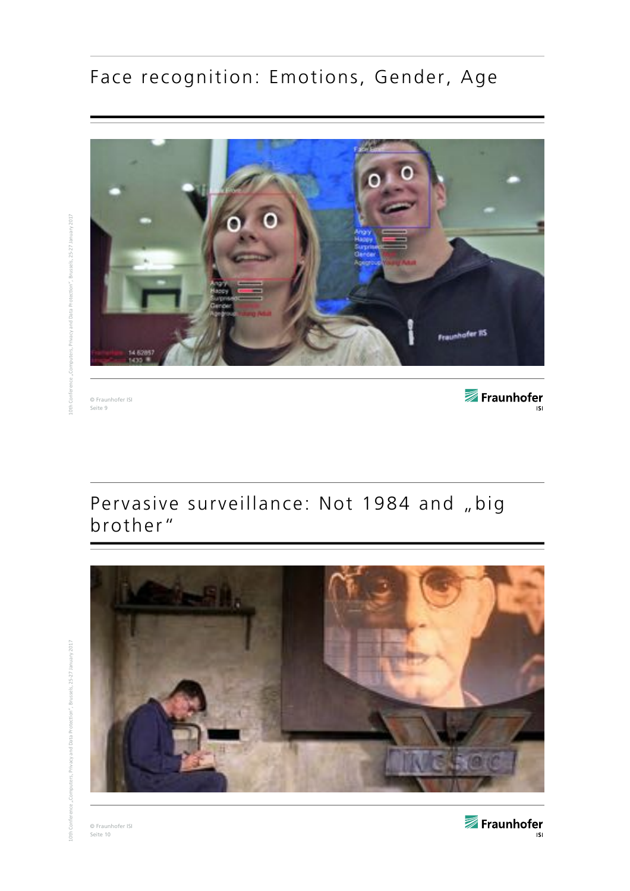## Face recognition: Emotions, Gender, Age

## Pervasive surveillance: Not 1984 and „big brother"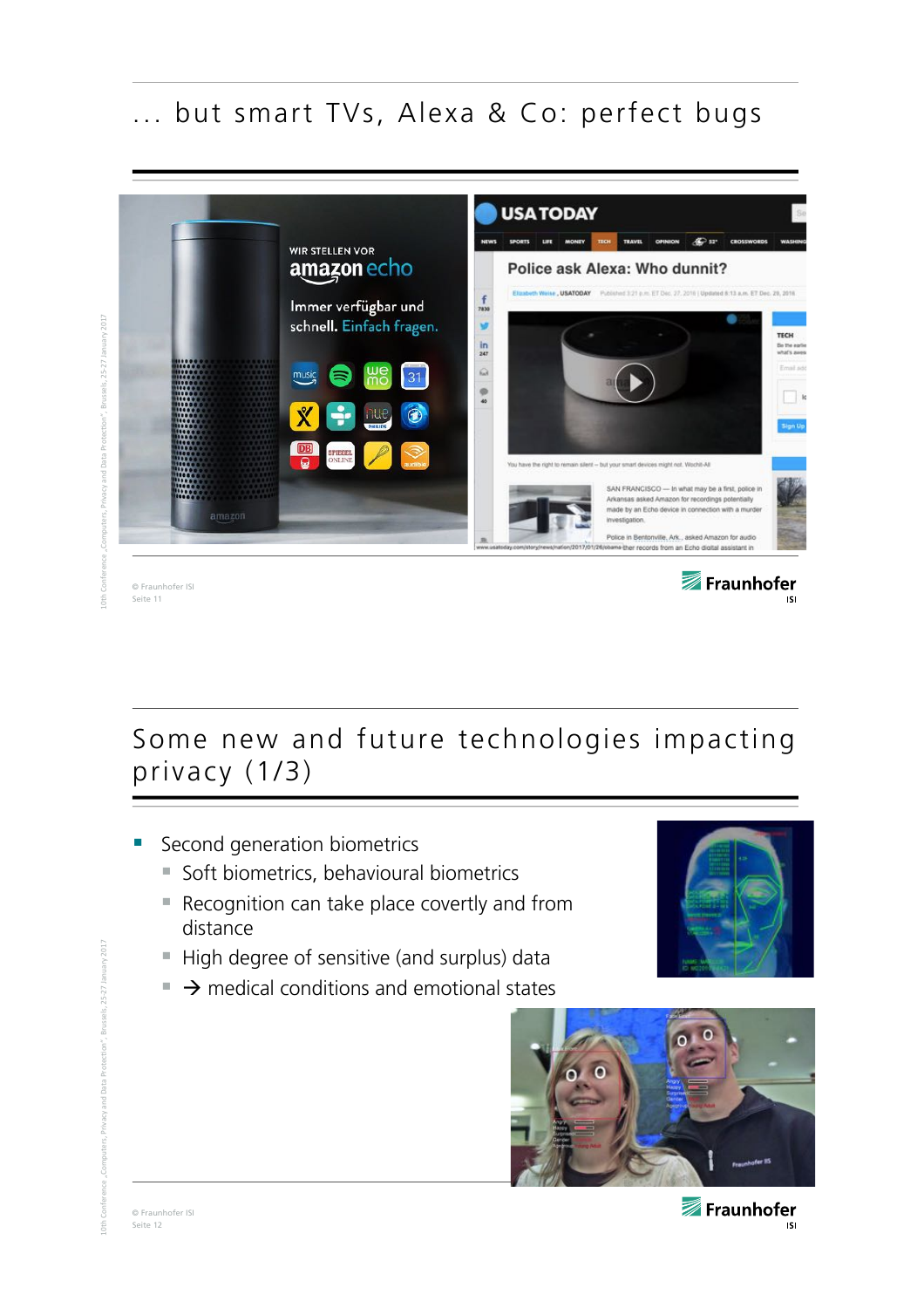# ... but smart TVs, Alexa & Co: perfect bugs

# Some new and future technologies impacting privacy (1/3)

- Second generation biometrics
  - Soft biometrics, behavioural biometrics
  - Recognition can take place covertly and from distance
  - High degree of sensitive (and surplus) data
  - → medical conditions and emotional states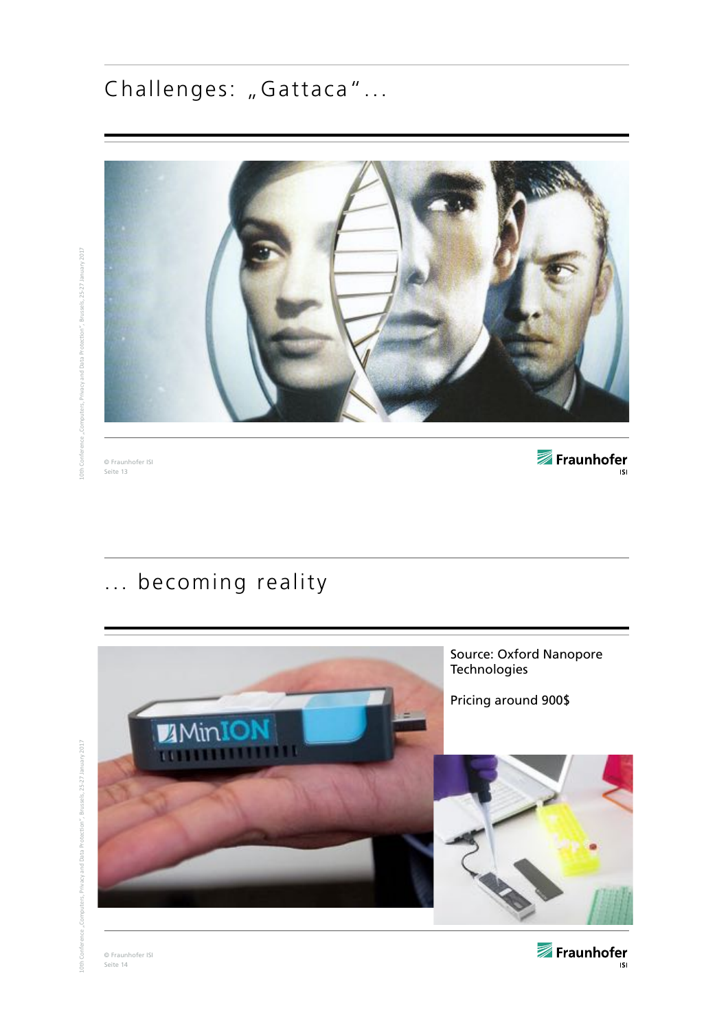## Challenges: „Gattaca"...

## ... becoming reality

Source: Oxford Nanopore Technologies

Pricing around 900$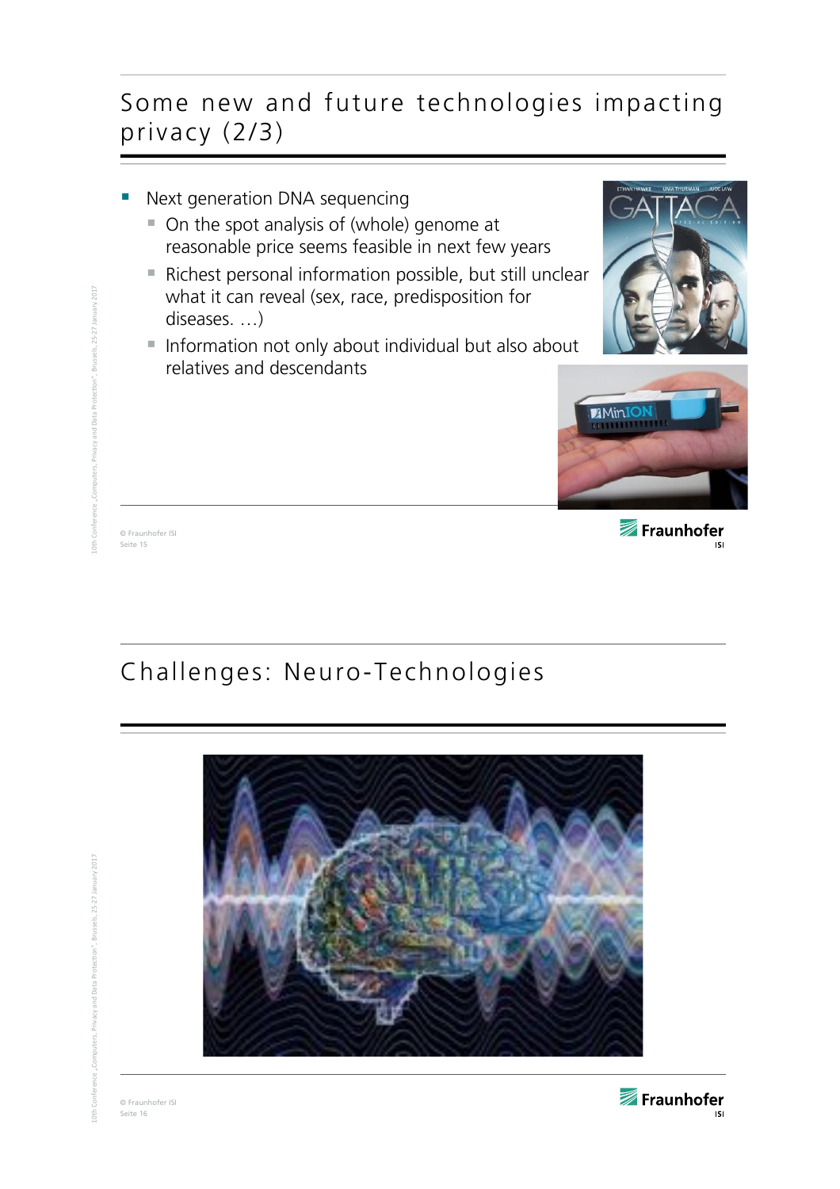## Some new and future technologies impacting privacy (2/3)

- Next generation DNA sequencing
  - On the spot analysis of (whole) genome at reasonable price seems feasible in next few years
  - Richest personal information possible, but still unclear what it can reveal (sex, race, predisposition for diseases. …)
  - Information not only about individual but also about relatives and descendants

## Challenges: Neuro-Technologies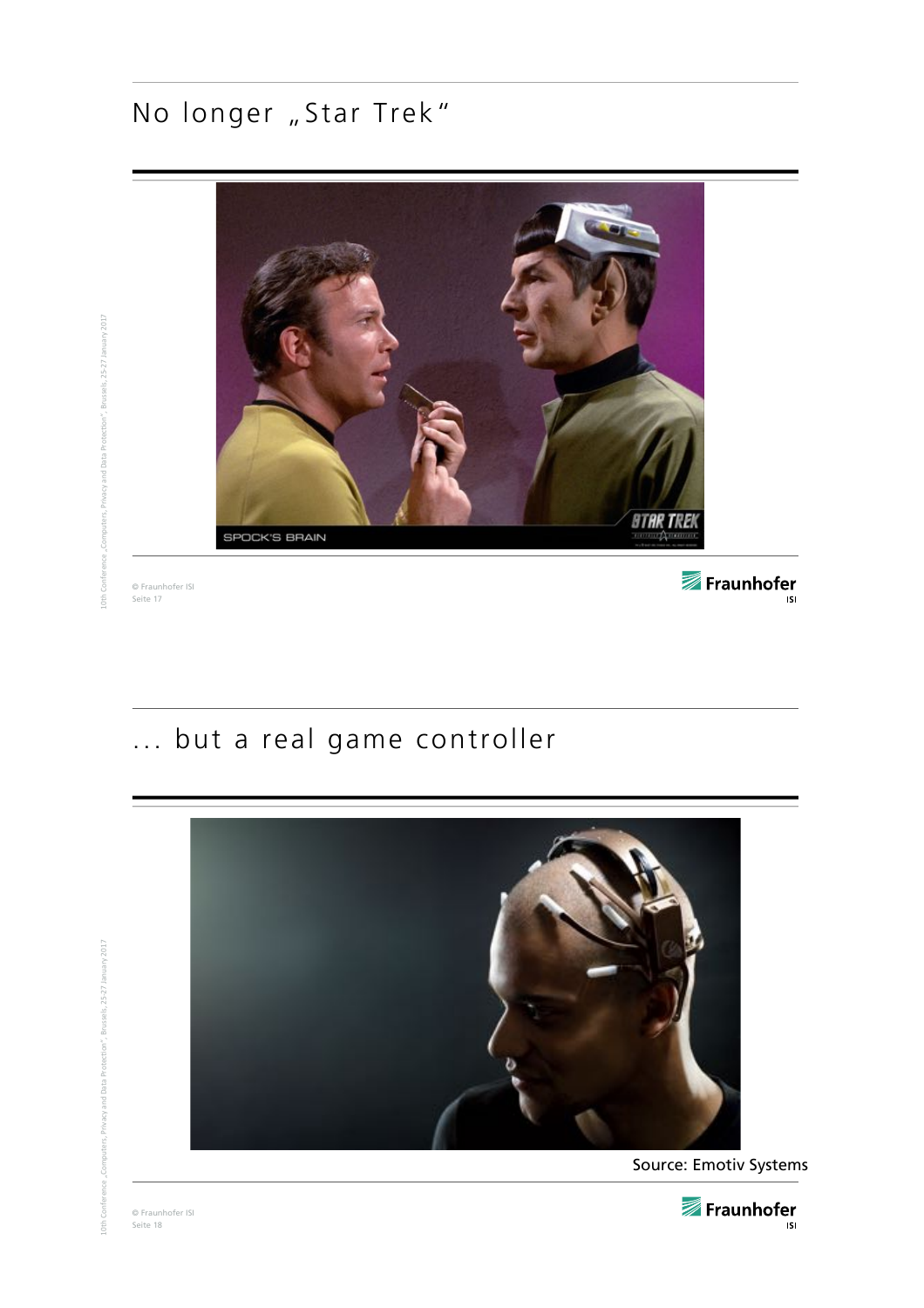## No longer „Star Trek"

## ... but a real game controller

Source: Emotiv Systems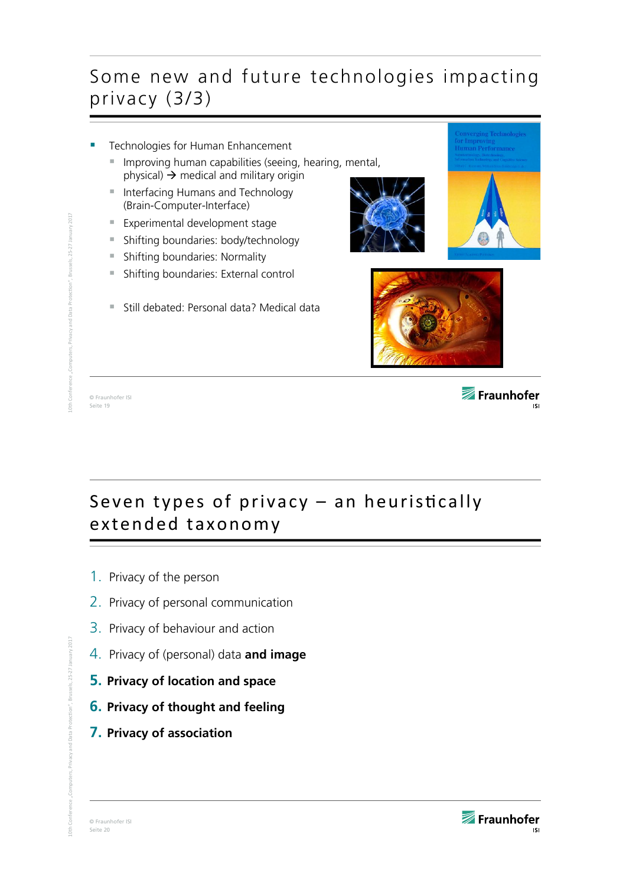## Some new and future technologies impacting privacy (3/3)

- Technologies for Human Enhancement
  - Improving human capabilities (seeing, hearing, mental, physical) → medical and military origin
  - Interfacing Humans and Technology (Brain-Computer-Interface)
  - Experimental development stage
  - Shifting boundaries: body/technology
  - Shifting boundaries: Normality
  - Shifting boundaries: External control
  - Still debated: Personal data? Medical data

## Seven types of privacy – an heuristically extended taxonomy

1. Privacy of the person
2. Privacy of personal communication
3. Privacy of behaviour and action
4. Privacy of (personal) data **and image**
5. **Privacy of location and space**
6. **Privacy of thought and feeling**
7. **Privacy of association**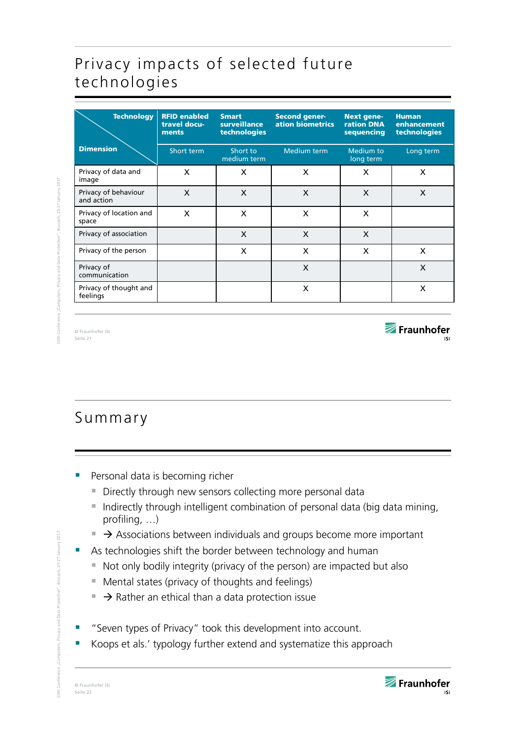# Privacy impacts of selected future technologies

| Dimension \ Technology | RFID enabled travel documents | Smart surveillance technologies | Second generation biometrics | Next generation DNA sequencing | Human enhancement technologies |
|---|---|---|---|---|---|
| | Short term | Short to medium term | Medium term | Medium to long term | Long term |
| Privacy of data and image | X | X | X | X | X |
| Privacy of behaviour and action | X | X | X | X | X |
| Privacy of location and space | X | X | X | X | |
| Privacy of association | | X | X | X | |
| Privacy of the person | | X | X | X | X |
| Privacy of communication | | | X | | X |
| Privacy of thought and feelings | | | X | | X |

# Summary

- Personal data is becoming richer
  - Directly through new sensors collecting more personal data
  - Indirectly through intelligent combination of personal data (big data mining, profiling, …)
  - → Associations between individuals and groups become more important
- As technologies shift the border between technology and human
  - Not only bodily integrity (privacy of the person) are impacted but also
  - Mental states (privacy of thoughts and feelings)
  - → Rather an ethical than a data protection issue
- "Seven types of Privacy" took this development into account.
- Koops et als.' typology further extend and systematize this approach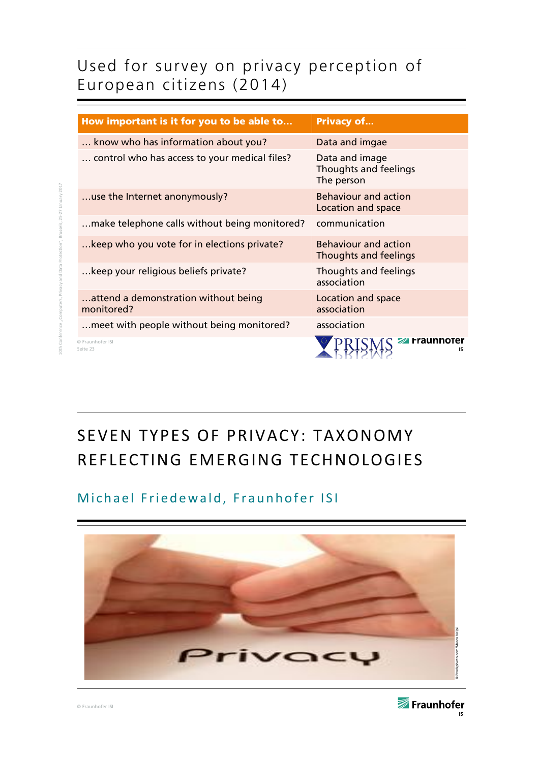## Used for survey on privacy perception of European citizens (2014)

| How important is it for you to be able to… | Privacy of… |
|---|---|
| … know who has information about you? | Data and imgae |
| … control who has access to your medical files? | Data and image<br>Thoughts and feelings<br>The person |
| …use the Internet anonymously? | Behaviour and action<br>Location and space |
| …make telephone calls without being monitored? | communication |
| …keep who you vote for in elections private? | Behaviour and action<br>Thoughts and feelings |
| …keep your religious beliefs private? | Thoughts and feelings<br>association |
| …attend a demonstration without being monitored? | Location and space<br>association |
| …meet with people without being monitored? | association |

# SEVEN TYPES OF PRIVACY: TAXONOMY REFLECTING EMERGING TECHNOLOGIES

## Michael Friedewald, Fraunhofer ISI